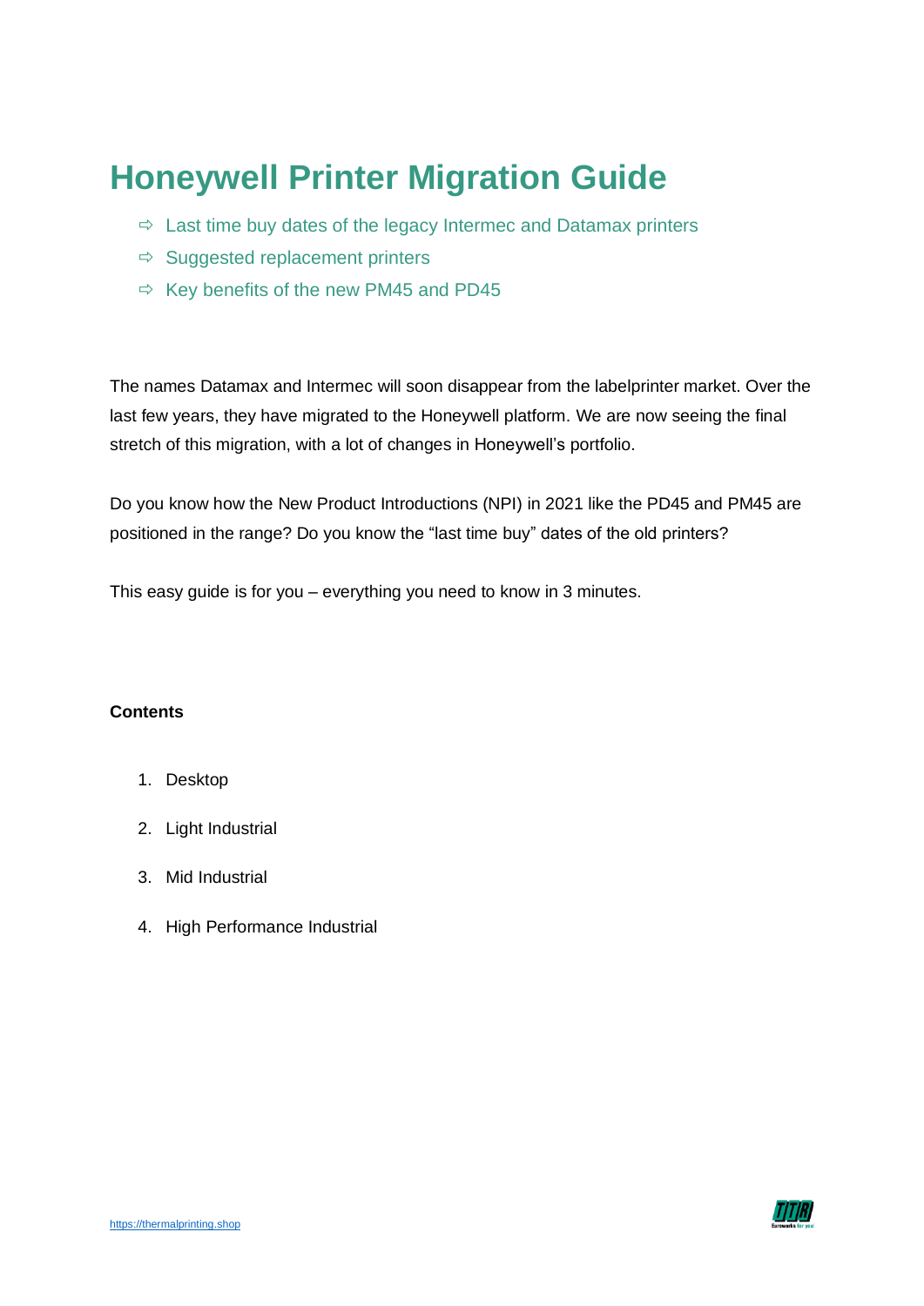# Honeywell Printer Migration Guide

- ⇨ Last time buy dates of the legacy Intermec and Datamax printers
- ⇨ Suggested replacement printers
- ⇨ Key benefits of the new PM45 and PD45

The names Datamax and Intermec will soon disappear from the labelprinter market. Over the last few years, they have migrated to the Honeywell platform. We are now seeing the final stretch of this migration, with a lot of changes in Honeywell's portfolio.

Do you know how the New Product Introductions (NPI) in 2021 like the PD45 and PM45 are positioned in the range? Do you know the "last time buy" dates of the old printers?

This easy guide is for you – everything you need to know in 3 minutes.

**Contents**

1. Desktop
2. Light Industrial
3. Mid Industrial
4. High Performance Industrial

https://thermalprinting.shop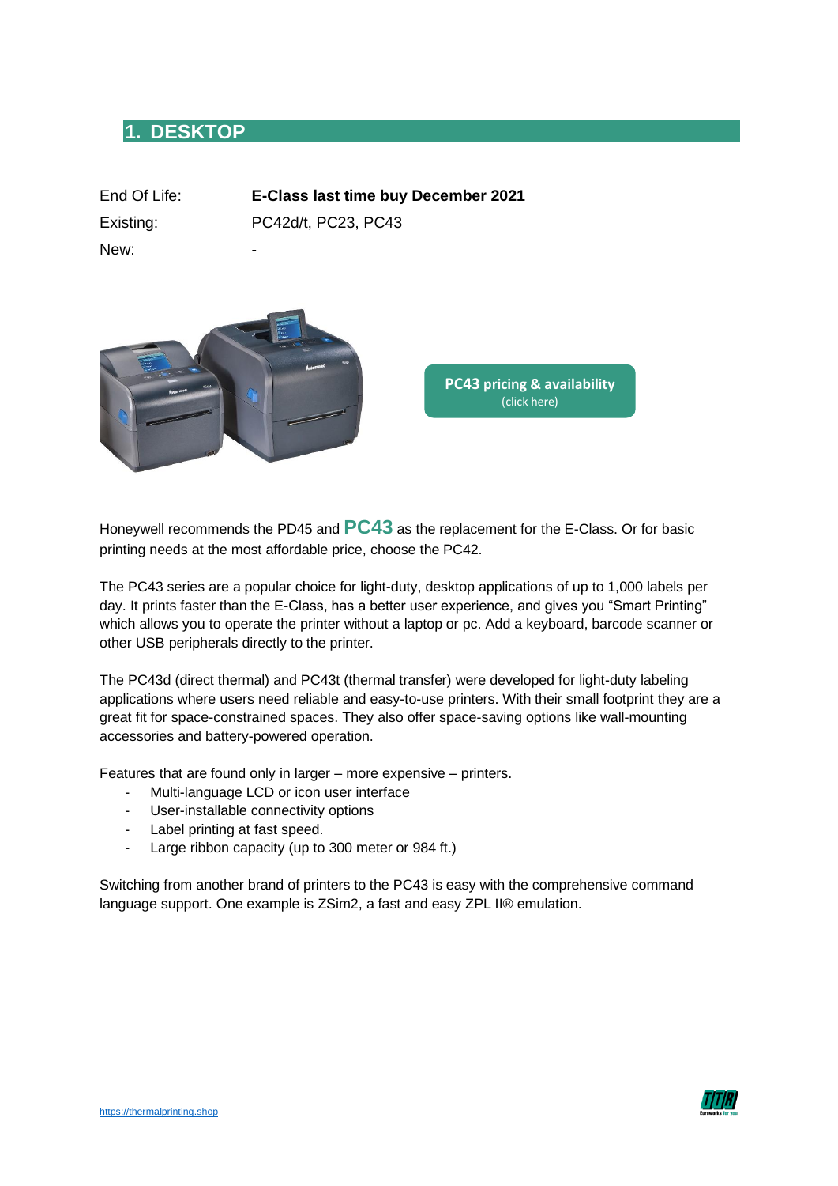# 1. DESKTOP

| | |
|---|---|
| End Of Life: | **E-Class last time buy December 2021** |
| Existing: | PC42d/t, PC23, PC43 |
| New: | - |

**PC43 pricing & availability**
(click here)

Honeywell recommends the PD45 and **PC43** as the replacement for the E-Class. Or for basic printing needs at the most affordable price, choose the PC42.

The PC43 series are a popular choice for light-duty, desktop applications of up to 1,000 labels per day. It prints faster than the E-Class, has a better user experience, and gives you "Smart Printing" which allows you to operate the printer without a laptop or pc. Add a keyboard, barcode scanner or other USB peripherals directly to the printer.

The PC43d (direct thermal) and PC43t (thermal transfer) were developed for light-duty labeling applications where users need reliable and easy-to-use printers. With their small footprint they are a great fit for space-constrained spaces. They also offer space-saving options like wall-mounting accessories and battery-powered operation.

Features that are found only in larger – more expensive – printers.

- Multi-language LCD or icon user interface
- User-installable connectivity options
- Label printing at fast speed.
- Large ribbon capacity (up to 300 meter or 984 ft.)

Switching from another brand of printers to the PC43 is easy with the comprehensive command language support. One example is ZSim2, a fast and easy ZPL II® emulation.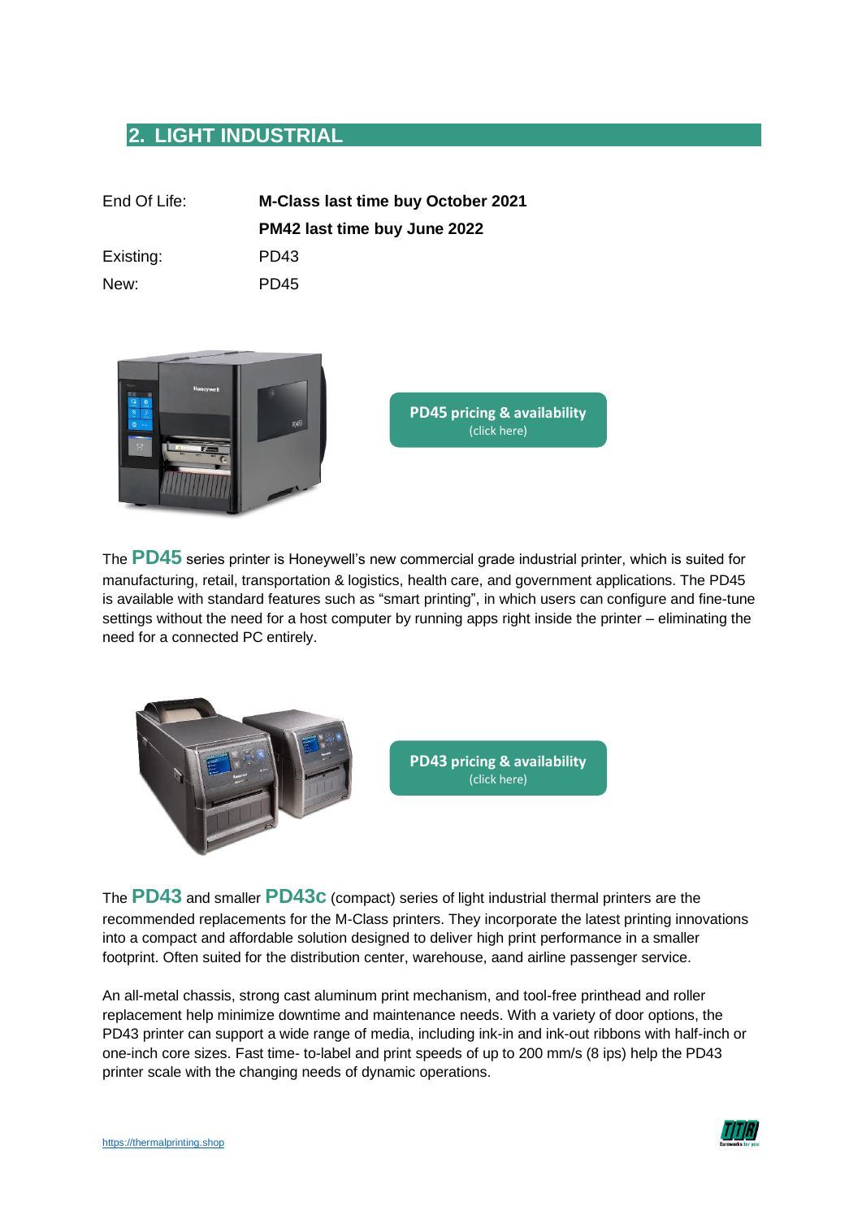## 2. LIGHT INDUSTRIAL

| | |
|---|---|
| End Of Life: | **M-Class last time buy October 2021** |
| | **PM42 last time buy June 2022** |
| Existing: | PD43 |
| New: | PD45 |

**PD45 pricing & availability** (click here)

The **PD45** series printer is Honeywell's new commercial grade industrial printer, which is suited for manufacturing, retail, transportation & logistics, health care, and government applications. The PD45 is available with standard features such as "smart printing", in which users can configure and fine-tune settings without the need for a host computer by running apps right inside the printer – eliminating the need for a connected PC entirely.

**PD43 pricing & availability** (click here)

The **PD43** and smaller **PD43c** (compact) series of light industrial thermal printers are the recommended replacements for the M-Class printers. They incorporate the latest printing innovations into a compact and affordable solution designed to deliver high print performance in a smaller footprint. Often suited for the distribution center, warehouse, aand airline passenger service.

An all-metal chassis, strong cast aluminum print mechanism, and tool-free printhead and roller replacement help minimize downtime and maintenance needs. With a variety of door options, the PD43 printer can support a wide range of media, including ink-in and ink-out ribbons with half-inch or one-inch core sizes. Fast time- to-label and print speeds of up to 200 mm/s (8 ips) help the PD43 printer scale with the changing needs of dynamic operations.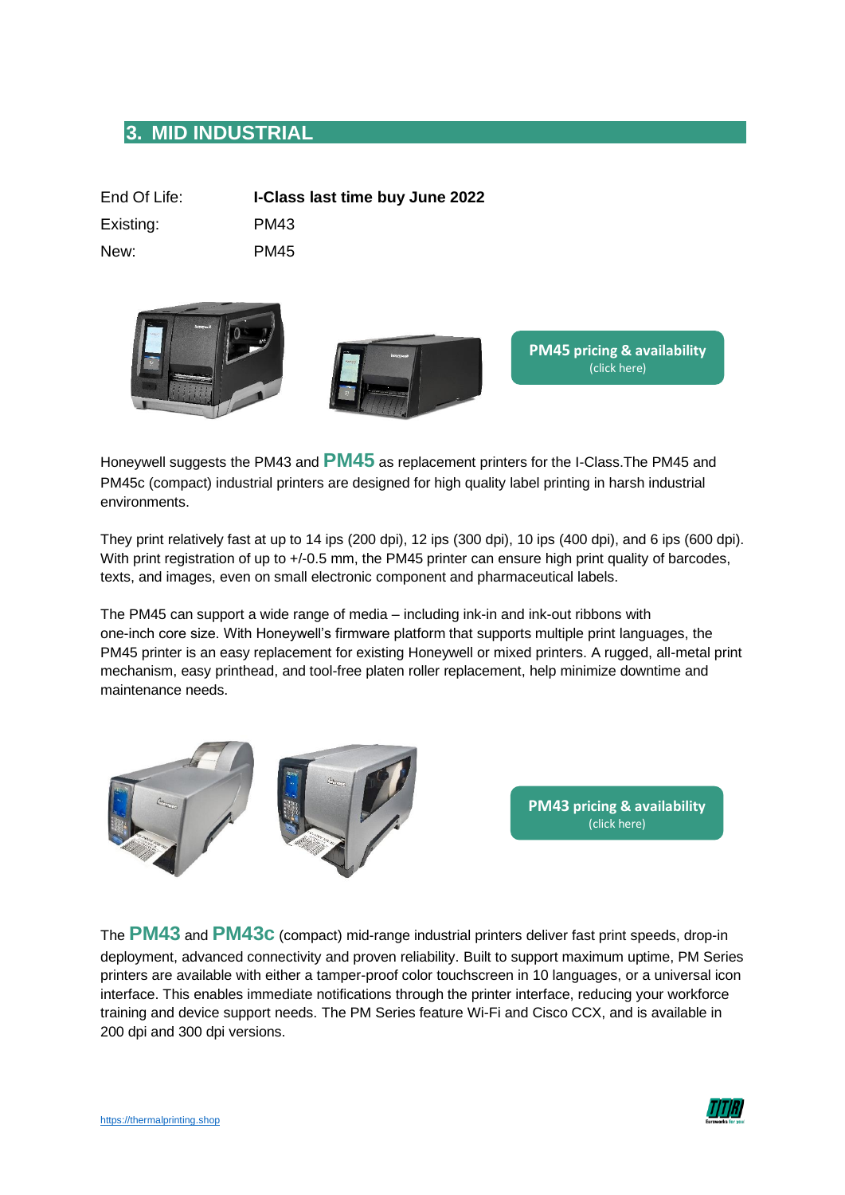## 3. MID INDUSTRIAL

| | |
|---|---|
| End Of Life: | **I-Class last time buy June 2022** |
| Existing: | PM43 |
| New: | PM45 |

**PM45 pricing & availability**
(click here)

Honeywell suggests the PM43 and **PM45** as replacement printers for the I-Class.The PM45 and PM45c (compact) industrial printers are designed for high quality label printing in harsh industrial environments.

They print relatively fast at up to 14 ips (200 dpi), 12 ips (300 dpi), 10 ips (400 dpi), and 6 ips (600 dpi). With print registration of up to +/-0.5 mm, the PM45 printer can ensure high print quality of barcodes, texts, and images, even on small electronic component and pharmaceutical labels.

The PM45 can support a wide range of media – including ink-in and ink-out ribbons with one-inch core size. With Honeywell's firmware platform that supports multiple print languages, the PM45 printer is an easy replacement for existing Honeywell or mixed printers. A rugged, all-metal print mechanism, easy printhead, and tool-free platen roller replacement, help minimize downtime and maintenance needs.

**PM43 pricing & availability**
(click here)

The **PM43** and **PM43c** (compact) mid-range industrial printers deliver fast print speeds, drop-in deployment, advanced connectivity and proven reliability. Built to support maximum uptime, PM Series printers are available with either a tamper-proof color touchscreen in 10 languages, or a universal icon interface. This enables immediate notifications through the printer interface, reducing your workforce training and device support needs. The PM Series feature Wi-Fi and Cisco CCX, and is available in 200 dpi and 300 dpi versions.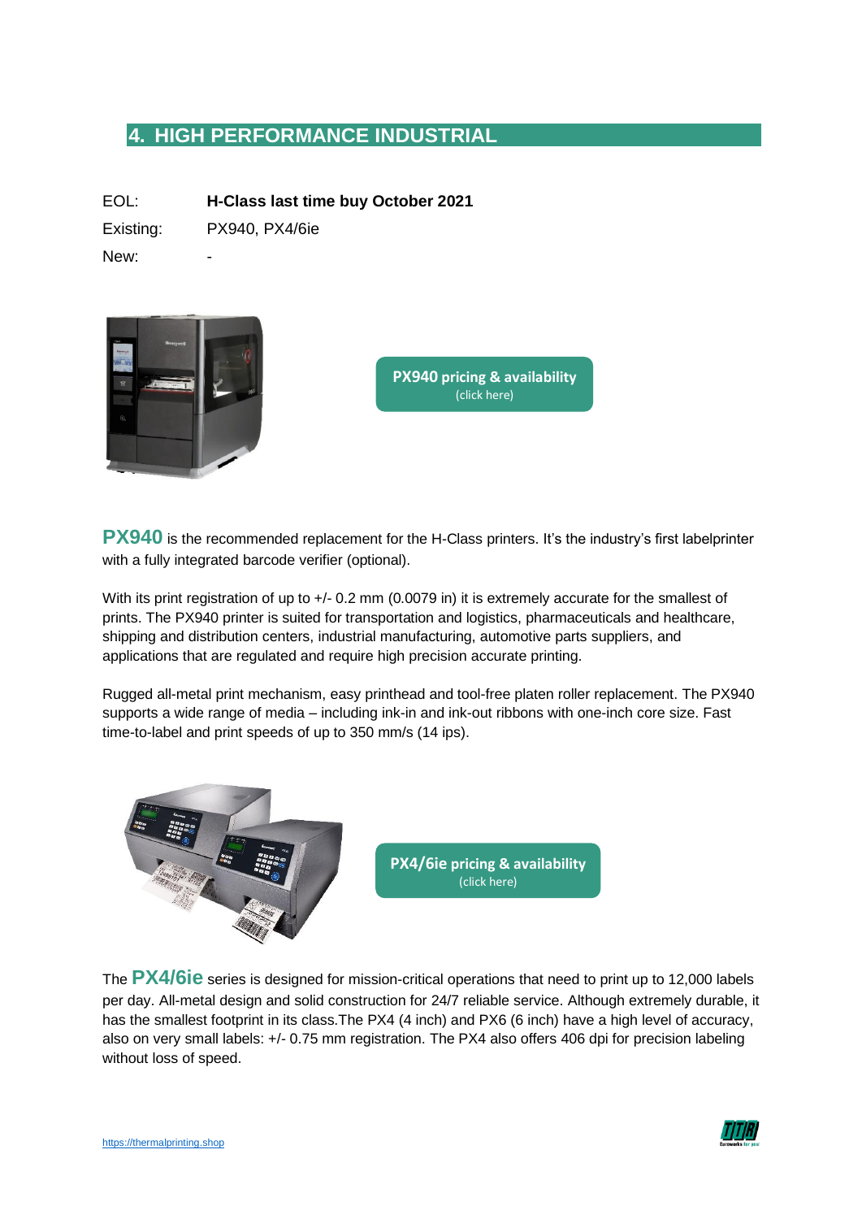## 4. HIGH PERFORMANCE INDUSTRIAL

| | |
|---|---|
| EOL: | **H-Class last time buy October 2021** |
| Existing: | PX940, PX4/6ie |
| New: | - |

**PX940 pricing & availability**
(click here)

**PX940** is the recommended replacement for the H-Class printers. It's the industry's first labelprinter with a fully integrated barcode verifier (optional).

With its print registration of up to +/- 0.2 mm (0.0079 in) it is extremely accurate for the smallest of prints. The PX940 printer is suited for transportation and logistics, pharmaceuticals and healthcare, shipping and distribution centers, industrial manufacturing, automotive parts suppliers, and applications that are regulated and require high precision accurate printing.

Rugged all-metal print mechanism, easy printhead and tool-free platen roller replacement. The PX940 supports a wide range of media – including ink-in and ink-out ribbons with one-inch core size. Fast time-to-label and print speeds of up to 350 mm/s (14 ips).

**PX4/6ie pricing & availability**
(click here)

The **PX4/6ie** series is designed for mission-critical operations that need to print up to 12,000 labels per day. All-metal design and solid construction for 24/7 reliable service. Although extremely durable, it has the smallest footprint in its class.The PX4 (4 inch) and PX6 (6 inch) have a high level of accuracy, also on very small labels: +/- 0.75 mm registration. The PX4 also offers 406 dpi for precision labeling without loss of speed.

https://thermalprinting.shop